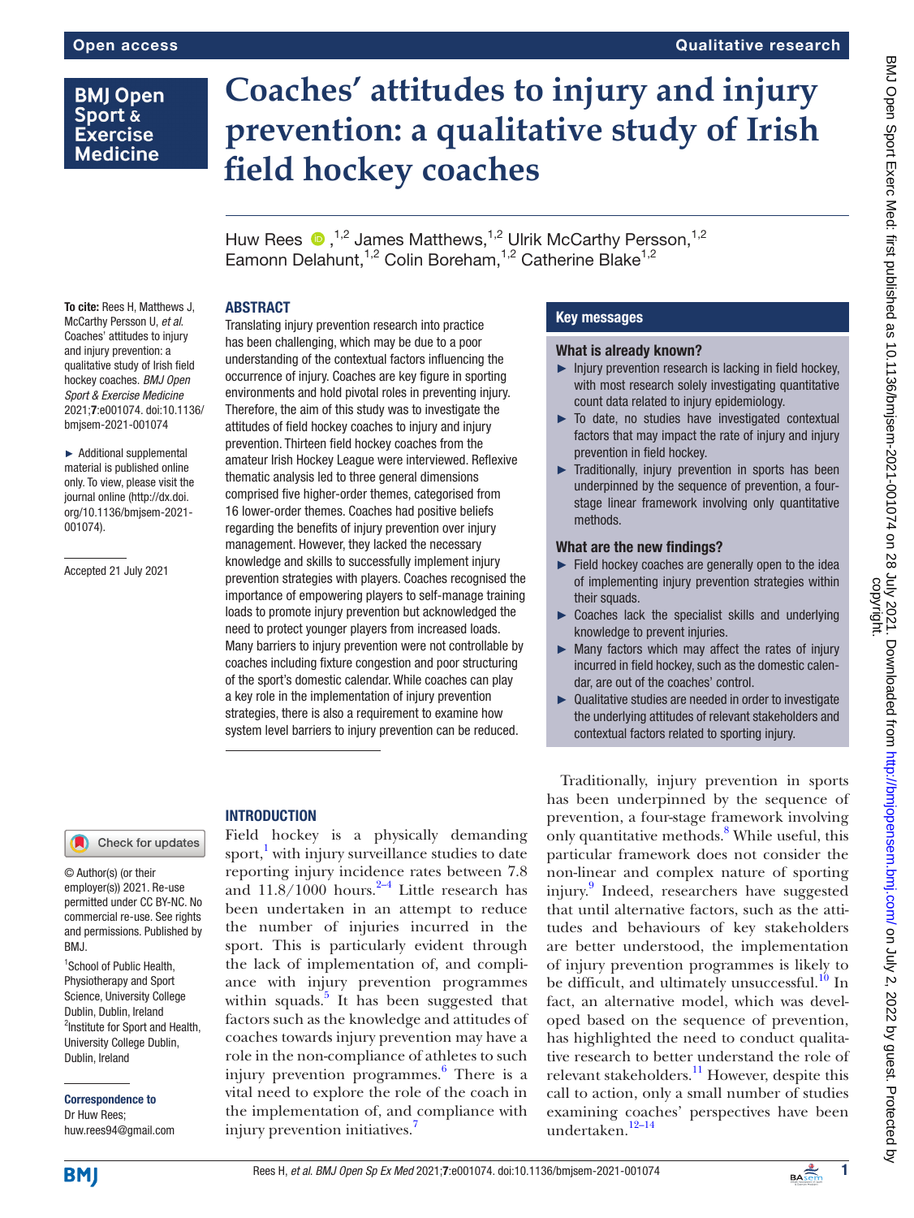# Coaches' attitudes to injury and injury prevention: a qualitative study of Irish field hockey coaches

Huw Rees [1,2] James Matthews,[1,2] Ulrik McCarthy Persson,[1,2] Eamonn Delahunt,[1,2] Colin Boreham,[1,2] Catherine Blake[1,2]

**To cite:** Rees H, Matthews J, McCarthy Persson U, *et al*. Coaches' attitudes to injury and injury prevention: a qualitative study of Irish field hockey coaches. *BMJ Open Sport & Exercise Medicine* 2021;**7**:e001074. doi:10.1136/bmjsem-2021-001074

► Additional supplemental material is published online only. To view, please visit the journal online (http://dx.doi.org/10.1136/bmjsem-2021-001074).

Accepted 21 July 2021

© Author(s) (or their employer(s)) 2021. Re-use permitted under CC BY-NC. No commercial re-use. See rights and permissions. Published by BMJ.

[1]School of Public Health, Physiotherapy and Sport Science, University College Dublin, Dublin, Ireland
[2]Institute for Sport and Health, University College Dublin, Dublin, Ireland

**Correspondence to**
Dr Huw Rees;
huw.rees94@gmail.com

## ABSTRACT

Translating injury prevention research into practice has been challenging, which may be due to a poor understanding of the contextual factors influencing the occurrence of injury. Coaches are key figure in sporting environments and hold pivotal roles in preventing injury. Therefore, the aim of this study was to investigate the attitudes of field hockey coaches to injury and injury prevention. Thirteen field hockey coaches from the amateur Irish Hockey League were interviewed. Reflexive thematic analysis led to three general dimensions comprised five higher-order themes, categorised from 16 lower-order themes. Coaches had positive beliefs regarding the benefits of injury prevention over injury management. However, they lacked the necessary knowledge and skills to successfully implement injury prevention strategies with players. Coaches recognised the importance of empowering players to self-manage training loads to promote injury prevention but acknowledged the need to protect younger players from increased loads. Many barriers to injury prevention were not controllable by coaches including fixture congestion and poor structuring of the sport's domestic calendar. While coaches can play a key role in the implementation of injury prevention strategies, there is also a requirement to examine how system level barriers to injury prevention can be reduced.

## Key messages

### What is already known?

- ► Injury prevention research is lacking in field hockey, with most research solely investigating quantitative count data related to injury epidemiology.
- ► To date, no studies have investigated contextual factors that may impact the rate of injury and injury prevention in field hockey.
- ► Traditionally, injury prevention in sports has been underpinned by the sequence of prevention, a four-stage linear framework involving only quantitative methods.

### What are the new findings?

- ► Field hockey coaches are generally open to the idea of implementing injury prevention strategies within their squads.
- ► Coaches lack the specialist skills and underlying knowledge to prevent injuries.
- ► Many factors which may affect the rates of injury incurred in field hockey, such as the domestic calendar, are out of the coaches' control.
- ► Qualitative studies are needed in order to investigate the underlying attitudes of relevant stakeholders and contextual factors related to sporting injury.

## INTRODUCTION

Field hockey is a physically demanding sport,[1] with injury surveillance studies to date reporting injury incidence rates between 7.8 and 11.8/1000 hours.[2–4] Little research has been undertaken in an attempt to reduce the number of injuries incurred in the sport. This is particularly evident through the lack of implementation of, and compliance with injury prevention programmes within squads.[5] It has been suggested that factors such as the knowledge and attitudes of coaches towards injury prevention may have a role in the non-compliance of athletes to such injury prevention programmes.[6] There is a vital need to explore the role of the coach in the implementation of, and compliance with injury prevention initiatives.[7]

Traditionally, injury prevention in sports has been underpinned by the sequence of prevention, a four-stage framework involving only quantitative methods.[8] While useful, this particular framework does not consider the non-linear and complex nature of sporting injury.[9] Indeed, researchers have suggested that until alternative factors, such as the attitudes and behaviours of key stakeholders are better understood, the implementation of injury prevention programmes is likely to be difficult, and ultimately unsuccessful.[10] In fact, an alternative model, which was developed based on the sequence of prevention, has highlighted the need to conduct qualitative research to better understand the role of relevant stakeholders.[11] However, despite this call to action, only a small number of studies examining coaches' perspectives have been undertaken.[12–14]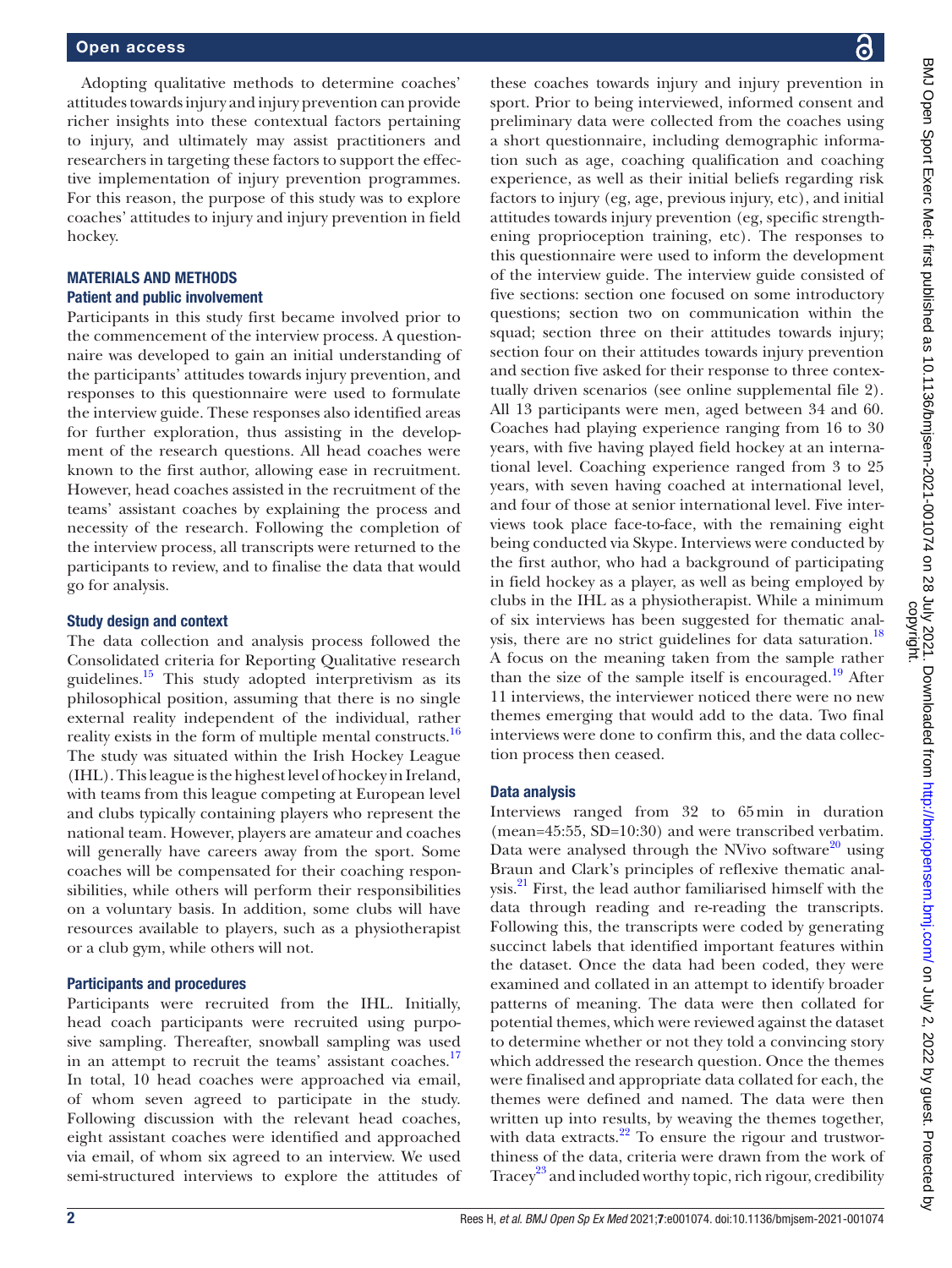Adopting qualitative methods to determine coaches' attitudes towards injury and injury prevention can provide richer insights into these contextual factors pertaining to injury, and ultimately may assist practitioners and researchers in targeting these factors to support the effective implementation of injury prevention programmes. For this reason, the purpose of this study was to explore coaches' attitudes to injury and injury prevention in field hockey.

## MATERIALS AND METHODS

### Patient and public involvement

Participants in this study first became involved prior to the commencement of the interview process. A questionnaire was developed to gain an initial understanding of the participants' attitudes towards injury prevention, and responses to this questionnaire were used to formulate the interview guide. These responses also identified areas for further exploration, thus assisting in the development of the research questions. All head coaches were known to the first author, allowing ease in recruitment. However, head coaches assisted in the recruitment of the teams' assistant coaches by explaining the process and necessity of the research. Following the completion of the interview process, all transcripts were returned to the participants to review, and to finalise the data that would go for analysis.

### Study design and context

The data collection and analysis process followed the Consolidated criteria for Reporting Qualitative research guidelines.[15] This study adopted interpretivism as its philosophical position, assuming that there is no single external reality independent of the individual, rather reality exists in the form of multiple mental constructs.[16] The study was situated within the Irish Hockey League (IHL). This league is the highest level of hockey in Ireland, with teams from this league competing at European level and clubs typically containing players who represent the national team. However, players are amateur and coaches will generally have careers away from the sport. Some coaches will be compensated for their coaching responsibilities, while others will perform their responsibilities on a voluntary basis. In addition, some clubs will have resources available to players, such as a physiotherapist or a club gym, while others will not.

### Participants and procedures

Participants were recruited from the IHL. Initially, head coach participants were recruited using purposive sampling. Thereafter, snowball sampling was used in an attempt to recruit the teams' assistant coaches.[17] In total, 10 head coaches were approached via email, of whom seven agreed to participate in the study. Following discussion with the relevant head coaches, eight assistant coaches were identified and approached via email, of whom six agreed to an interview. We used semi-structured interviews to explore the attitudes of these coaches towards injury and injury prevention in sport. Prior to being interviewed, informed consent and preliminary data were collected from the coaches using a short questionnaire, including demographic information such as age, coaching qualification and coaching experience, as well as their initial beliefs regarding risk factors to injury (eg, age, previous injury, etc), and initial attitudes towards injury prevention (eg, specific strengthening proprioception training, etc). The responses to this questionnaire were used to inform the development of the interview guide. The interview guide consisted of five sections: section one focused on some introductory questions; section two on communication within the squad; section three on their attitudes towards injury; section four on their attitudes towards injury prevention and section five asked for their response to three contextually driven scenarios (see online supplemental file 2). All 13 participants were men, aged between 34 and 60. Coaches had playing experience ranging from 16 to 30 years, with five having played field hockey at an international level. Coaching experience ranged from 3 to 25 years, with seven having coached at international level, and four of those at senior international level. Five interviews took place face-to-face, with the remaining eight being conducted via Skype. Interviews were conducted by the first author, who had a background of participating in field hockey as a player, as well as being employed by clubs in the IHL as a physiotherapist. While a minimum of six interviews has been suggested for thematic analysis, there are no strict guidelines for data saturation.[18] A focus on the meaning taken from the sample rather than the size of the sample itself is encouraged.[19] After 11 interviews, the interviewer noticed there were no new themes emerging that would add to the data. Two final interviews were done to confirm this, and the data collection process then ceased.

### Data analysis

Interviews ranged from 32 to 65 min in duration (mean=45:55, SD=10:30) and were transcribed verbatim. Data were analysed through the NVivo software[20] using Braun and Clark's principles of reflexive thematic analysis.[21] First, the lead author familiarised himself with the data through reading and re-reading the transcripts. Following this, the transcripts were coded by generating succinct labels that identified important features within the dataset. Once the data had been coded, they were examined and collated in an attempt to identify broader patterns of meaning. The data were then collated for potential themes, which were reviewed against the dataset to determine whether or not they told a convincing story which addressed the research question. Once the themes were finalised and appropriate data collated for each, the themes were defined and named. The data were then written up into results, by weaving the themes together, with data extracts.[22] To ensure the rigour and trustworthiness of the data, criteria were drawn from the work of Tracey[23] and included worthy topic, rich rigour, credibility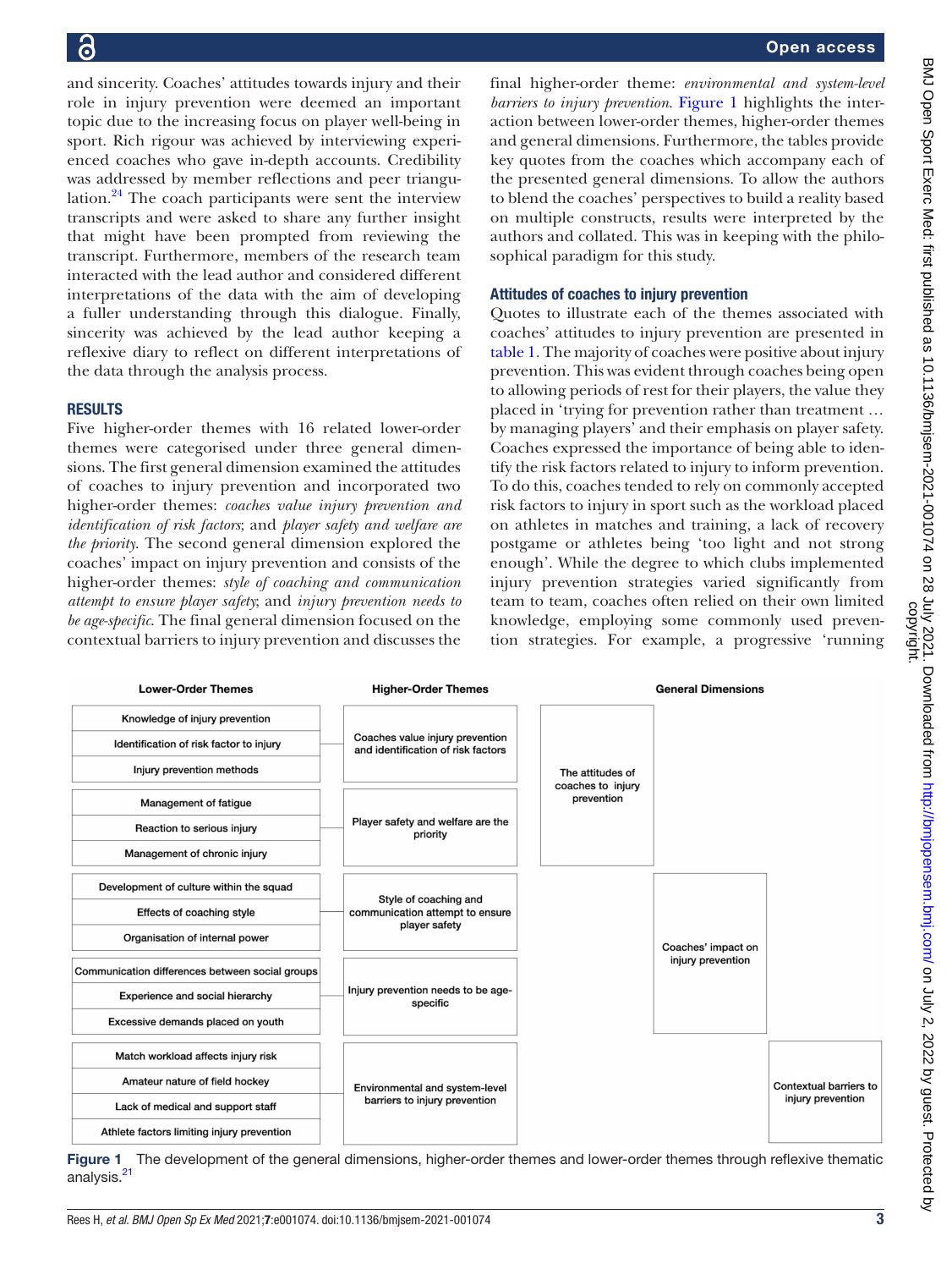and sincerity. Coaches' attitudes towards injury and their role in injury prevention were deemed an important topic due to the increasing focus on player well-being in sport. Rich rigour was achieved by interviewing experienced coaches who gave in-depth accounts. Credibility was addressed by member reflections and peer triangulation.[24] The coach participants were sent the interview transcripts and were asked to share any further insight that might have been prompted from reviewing the transcript. Furthermore, members of the research team interacted with the lead author and considered different interpretations of the data with the aim of developing a fuller understanding through this dialogue. Finally, sincerity was achieved by the lead author keeping a reflexive diary to reflect on different interpretations of the data through the analysis process.

## RESULTS

Five higher-order themes with 16 related lower-order themes were categorised under three general dimensions. The first general dimension examined the attitudes of coaches to injury prevention and incorporated two higher-order themes: *coaches value injury prevention and identification of risk factors*; and *player safety and welfare are the priority*. The second general dimension explored the coaches' impact on injury prevention and consists of the higher-order themes: *style of coaching and communication attempt to ensure player safety*; and *injury prevention needs to be age-specific*. The final general dimension focused on the contextual barriers to injury prevention and discusses the final higher-order theme: *environmental and system-level barriers to injury prevention*. Figure 1 highlights the interaction between lower-order themes, higher-order themes and general dimensions. Furthermore, the tables provide key quotes from the coaches which accompany each of the presented general dimensions. To allow the authors to blend the coaches' perspectives to build a reality based on multiple constructs, results were interpreted by the authors and collated. This was in keeping with the philosophical paradigm for this study.

### Attitudes of coaches to injury prevention

Quotes to illustrate each of the themes associated with coaches' attitudes to injury prevention are presented in table 1. The majority of coaches were positive about injury prevention. This was evident through coaches being open to allowing periods of rest for their players, the value they placed in 'trying for prevention rather than treatment … by managing players' and their emphasis on player safety. Coaches expressed the importance of being able to identify the risk factors related to injury to inform prevention. To do this, coaches tended to rely on commonly accepted risk factors to injury in sport such as the workload placed on athletes in matches and training, a lack of recovery postgame or athletes being 'too light and not strong enough'. While the degree to which clubs implemented injury prevention strategies varied significantly from team to team, coaches often relied on their own limited knowledge, employing some commonly used prevention strategies. For example, a progressive 'running

Lower-Order Themes
Higher-Order Themes
General Dimensions

Knowledge of injury prevention
Identification of risk factor to injury
Injury prevention methods
Coaches value injury prevention and identification of risk factors

Management of fatigue
Reaction to serious injury
Management of chronic injury
Player safety and welfare are the priority

The attitudes of coaches to injury prevention

Development of culture within the squad
Effects of coaching style
Organisation of internal power
Style of coaching and communication attempt to ensure player safety

Communication differences between social groups
Experience and social hierarchy
Excessive demands placed on youth
Injury prevention needs to be age-specific

Coaches' impact on injury prevention

Match workload affects injury risk
Amateur nature of field hockey
Lack of medical and support staff
Athlete factors limiting injury prevention
Environmental and system-level barriers to injury prevention

Contextual barriers to injury prevention

**Figure 1** The development of the general dimensions, higher-order themes and lower-order themes through reflexive thematic analysis.[21]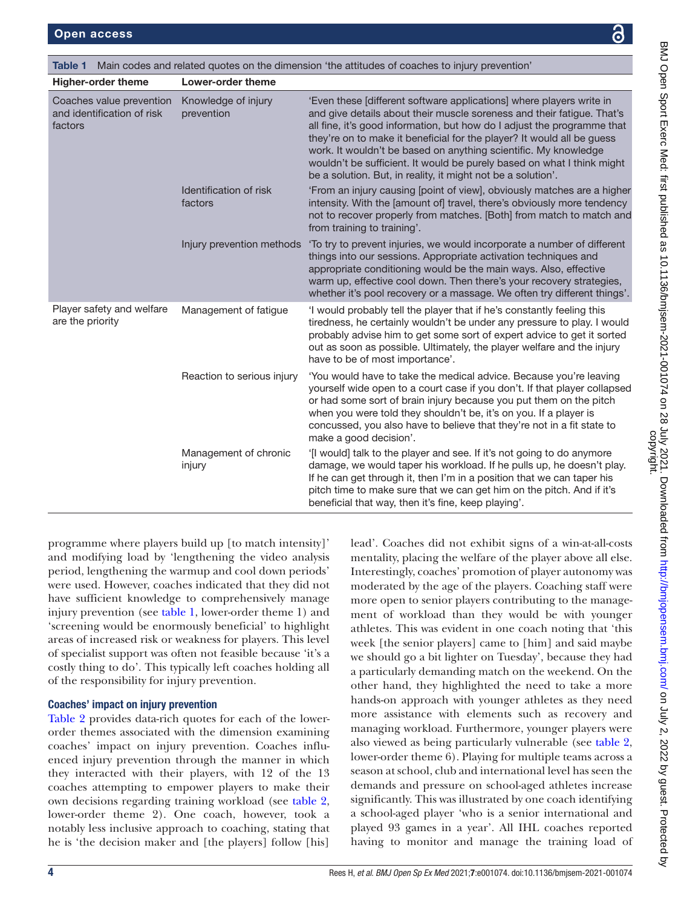Table 1 Main codes and related quotes on the dimension 'the attitudes of coaches to injury prevention'

| Higher-order theme | Lower-order theme | |
|---|---|---|
| Coaches value prevention and identification of risk factors | Knowledge of injury prevention | 'Even these [different software applications] where players write in and give details about their muscle soreness and their fatigue. That's all fine, it's good information, but how do I adjust the programme that they're on to make it beneficial for the player? It would all be guess work. It wouldn't be based on anything scientific. My knowledge wouldn't be sufficient. It would be purely based on what I think might be a solution. But, in reality, it might not be a solution'. |
| | Identification of risk factors | 'From an injury causing [point of view], obviously matches are a higher intensity. With the [amount of] travel, there's obviously more tendency not to recover properly from matches. [Both] from match to match and from training to training'. |
| | Injury prevention methods | 'To try to prevent injuries, we would incorporate a number of different things into our sessions. Appropriate activation techniques and appropriate conditioning would be the main ways. Also, effective warm up, effective cool down. Then there's your recovery strategies, whether it's pool recovery or a massage. We often try different things'. |
| Player safety and welfare are the priority | Management of fatigue | 'I would probably tell the player that if he's constantly feeling this tiredness, he certainly wouldn't be under any pressure to play. I would probably advise him to get some sort of expert advice to get it sorted out as soon as possible. Ultimately, the player welfare and the injury have to be of most importance'. |
| | Reaction to serious injury | 'You would have to take the medical advice. Because you're leaving yourself wide open to a court case if you don't. If that player collapsed or had some sort of brain injury because you put them on the pitch when you were told they shouldn't be, it's on you. If a player is concussed, you also have to believe that they're not in a fit state to make a good decision'. |
| | Management of chronic injury | '[I would] talk to the player and see. If it's not going to do anymore damage, we would taper his workload. If he pulls up, he doesn't play. If he can get through it, then I'm in a position that we can taper his pitch time to make sure that we can get him on the pitch. And if it's beneficial that way, then it's fine, keep playing'. |

programme where players build up [to match intensity]' and modifying load by 'lengthening the video analysis period, lengthening the warmup and cool down periods' were used. However, coaches indicated that they did not have sufficient knowledge to comprehensively manage injury prevention (see table 1, lower-order theme 1) and 'screening would be enormously beneficial' to highlight areas of increased risk or weakness for players. This level of specialist support was often not feasible because 'it's a costly thing to do'. This typically left coaches holding all of the responsibility for injury prevention.

### Coaches' impact on injury prevention

Table 2 provides data-rich quotes for each of the lower-order themes associated with the dimension examining coaches' impact on injury prevention. Coaches influenced injury prevention through the manner in which they interacted with their players, with 12 of the 13 coaches attempting to empower players to make their own decisions regarding training workload (see table 2, lower-order theme 2). One coach, however, took a notably less inclusive approach to coaching, stating that he is 'the decision maker and [the players] follow [his] lead'. Coaches did not exhibit signs of a win-at-all-costs mentality, placing the welfare of the player above all else. Interestingly, coaches' promotion of player autonomy was moderated by the age of the players. Coaching staff were more open to senior players contributing to the management of workload than they would be with younger athletes. This was evident in one coach noting that 'this week [the senior players] came to [him] and said maybe we should go a bit lighter on Tuesday', because they had a particularly demanding match on the weekend. On the other hand, they highlighted the need to take a more hands-on approach with younger athletes as they need more assistance with elements such as recovery and managing workload. Furthermore, younger players were also viewed as being particularly vulnerable (see table 2, lower-order theme 6). Playing for multiple teams across a season at school, club and international level has seen the demands and pressure on school-aged athletes increase significantly. This was illustrated by one coach identifying a school-aged player 'who is a senior international and played 93 games in a year'. All IHL coaches reported having to monitor and manage the training load of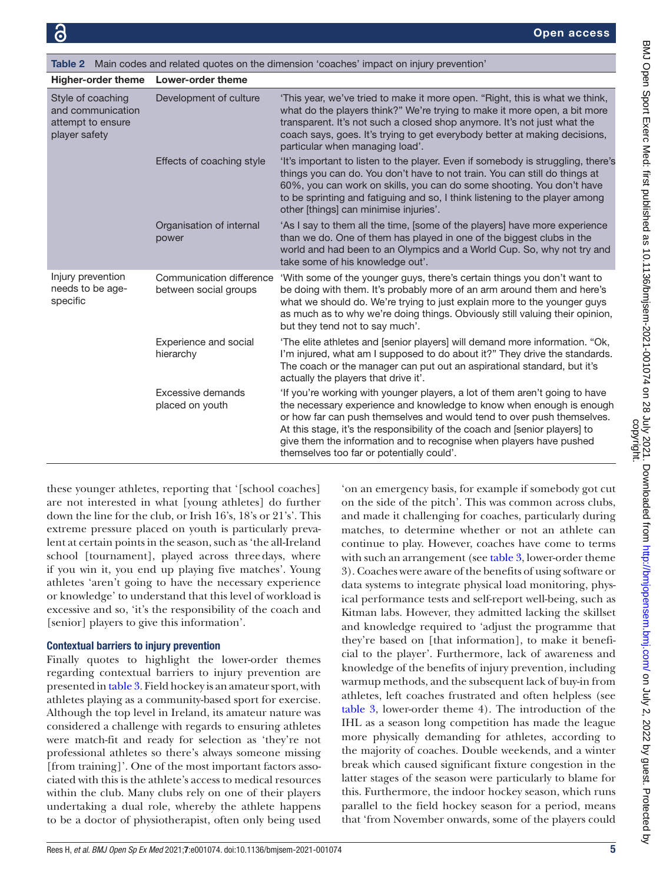Table 2 Main codes and related quotes on the dimension 'coaches' impact on injury prevention'

| Higher-order theme | Lower-order theme | |
|---|---|---|
| Style of coaching and communication attempt to ensure player safety | Development of culture | 'This year, we've tried to make it more open. "Right, this is what we think, what do the players think?" We're trying to make it more open, a bit more transparent. It's not such a closed shop anymore. It's not just what the coach says, goes. It's trying to get everybody better at making decisions, particular when managing load'. |
| | Effects of coaching style | 'It's important to listen to the player. Even if somebody is struggling, there's things you can do. You don't have to not train. You can still do things at 60%, you can work on skills, you can do some shooting. You don't have to be sprinting and fatiguing and so, I think listening to the player among other [things] can minimise injuries'. |
| | Organisation of internal power | 'As I say to them all the time, [some of the players] have more experience than we do. One of them has played in one of the biggest clubs in the world and had been to an Olympics and a World Cup. So, why not try and take some of his knowledge out'. |
| Injury prevention needs to be age-specific | Communication difference between social groups | 'With some of the younger guys, there's certain things you don't want to be doing with them. It's probably more of an arm around them and here's what we should do. We're trying to just explain more to the younger guys as much as to why we're doing things. Obviously still valuing their opinion, but they tend not to say much'. |
| | Experience and social hierarchy | 'The elite athletes and [senior players] will demand more information. "Ok, I'm injured, what am I supposed to do about it?" They drive the standards. The coach or the manager can put out an aspirational standard, but it's actually the players that drive it'. |
| | Excessive demands placed on youth | 'If you're working with younger players, a lot of them aren't going to have the necessary experience and knowledge to know when enough is enough or how far can push themselves and would tend to over push themselves. At this stage, it's the responsibility of the coach and [senior players] to give them the information and to recognise when players have pushed themselves too far or potentially could'. |

these younger athletes, reporting that '[school coaches] are not interested in what [young athletes] do further down the line for the club, or Irish 16's, 18's or 21's'. This extreme pressure placed on youth is particularly prevalent at certain points in the season, such as 'the all-Ireland school [tournament], played across three days, where if you win it, you end up playing five matches'. Young athletes 'aren't going to have the necessary experience or knowledge' to understand that this level of workload is excessive and so, 'it's the responsibility of the coach and [senior] players to give this information'.

### Contextual barriers to injury prevention

Finally quotes to highlight the lower-order themes regarding contextual barriers to injury prevention are presented in table 3. Field hockey is an amateur sport, with athletes playing as a community-based sport for exercise. Although the top level in Ireland, its amateur nature was considered a challenge with regards to ensuring athletes were match-fit and ready for selection as 'they're not professional athletes so there's always someone missing [from training]'. One of the most important factors associated with this is the athlete's access to medical resources within the club. Many clubs rely on one of their players undertaking a dual role, whereby the athlete happens to be a doctor of physiotherapist, often only being used 'on an emergency basis, for example if somebody got cut on the side of the pitch'. This was common across clubs, and made it challenging for coaches, particularly during matches, to determine whether or not an athlete can continue to play. However, coaches have come to terms with such an arrangement (see table 3, lower-order theme 3). Coaches were aware of the benefits of using software or data systems to integrate physical load monitoring, physical performance tests and self-report well-being, such as Kitman labs. However, they admitted lacking the skillset and knowledge required to 'adjust the programme that they're based on [that information], to make it beneficial to the player'. Furthermore, lack of awareness and knowledge of the benefits of injury prevention, including warmup methods, and the subsequent lack of buy-in from athletes, left coaches frustrated and often helpless (see table 3, lower-order theme 4). The introduction of the IHL as a season long competition has made the league more physically demanding for athletes, according to the majority of coaches. Double weekends, and a winter break which caused significant fixture congestion in the latter stages of the season were particularly to blame for this. Furthermore, the indoor hockey season, which runs parallel to the field hockey season for a period, means that 'from November onwards, some of the players could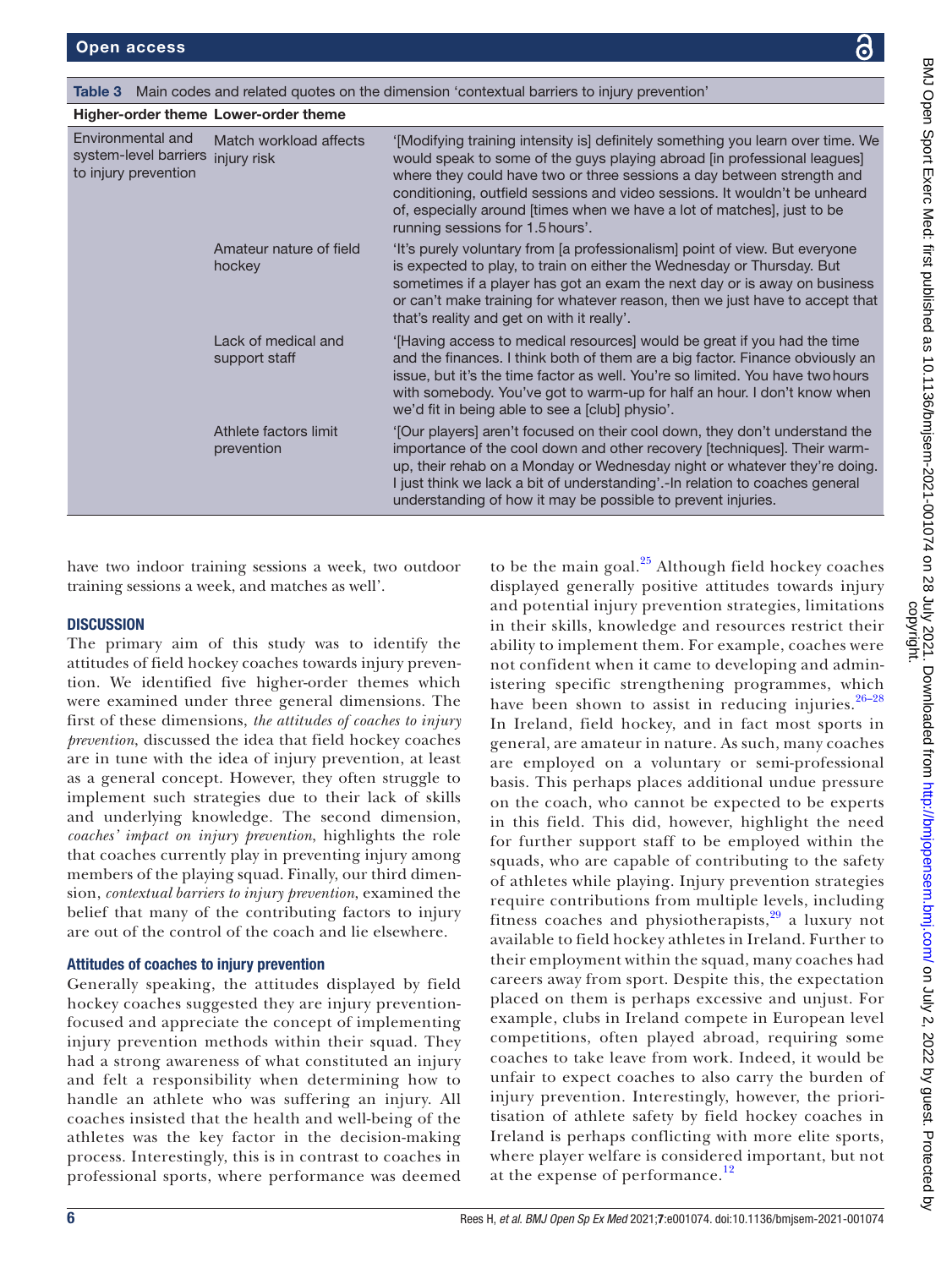Table 3 Main codes and related quotes on the dimension 'contextual barriers to injury prevention'

| Higher-order theme | Lower-order theme | |
|---|---|---|
| Environmental and system-level barriers to injury prevention | Match workload affects injury risk | '[Modifying training intensity is] definitely something you learn over time. We would speak to some of the guys playing abroad [in professional leagues] where they could have two or three sessions a day between strength and conditioning, outfield sessions and video sessions. It wouldn't be unheard of, especially around [times when we have a lot of matches], just to be running sessions for 1.5 hours'. |
| | Amateur nature of field hockey | 'It's purely voluntary from [a professionalism] point of view. But everyone is expected to play, to train on either the Wednesday or Thursday. But sometimes if a player has got an exam the next day or is away on business or can't make training for whatever reason, then we just have to accept that that's reality and get on with it really'. |
| | Lack of medical and support staff | '[Having access to medical resources] would be great if you had the time and the finances. I think both of them are a big factor. Finance obviously an issue, but it's the time factor as well. You're so limited. You have two hours with somebody. You've got to warm-up for half an hour. I don't know when we'd fit in being able to see a [club] physio'. |
| | Athlete factors limit prevention | '[Our players] aren't focused on their cool down, they don't understand the importance of the cool down and other recovery [techniques]. Their warm-up, their rehab on a Monday or Wednesday night or whatever they're doing. I just think we lack a bit of understanding'.-In relation to coaches general understanding of how it may be possible to prevent injuries. |

have two indoor training sessions a week, two outdoor training sessions a week, and matches as well'.

## DISCUSSION

The primary aim of this study was to identify the attitudes of field hockey coaches towards injury prevention. We identified five higher-order themes which were examined under three general dimensions. The first of these dimensions, *the attitudes of coaches to injury prevention*, discussed the idea that field hockey coaches are in tune with the idea of injury prevention, at least as a general concept. However, they often struggle to implement such strategies due to their lack of skills and underlying knowledge. The second dimension, *coaches' impact on injury prevention*, highlights the role that coaches currently play in preventing injury among members of the playing squad. Finally, our third dimension, *contextual barriers to injury prevention*, examined the belief that many of the contributing factors to injury are out of the control of the coach and lie elsewhere.

### Attitudes of coaches to injury prevention

Generally speaking, the attitudes displayed by field hockey coaches suggested they are injury prevention-focused and appreciate the concept of implementing injury prevention methods within their squad. They had a strong awareness of what constituted an injury and felt a responsibility when determining how to handle an athlete who was suffering an injury. All coaches insisted that the health and well-being of the athletes was the key factor in the decision-making process. Interestingly, this is in contrast to coaches in professional sports, where performance was deemed to be the main goal.[25] Although field hockey coaches displayed generally positive attitudes towards injury and potential injury prevention strategies, limitations in their skills, knowledge and resources restrict their ability to implement them. For example, coaches were not confident when it came to developing and administering specific strengthening programmes, which have been shown to assist in reducing injuries.[26–28] In Ireland, field hockey, and in fact most sports in general, are amateur in nature. As such, many coaches are employed on a voluntary or semi-professional basis. This perhaps places additional undue pressure on the coach, who cannot be expected to be experts in this field. This did, however, highlight the need for further support staff to be employed within the squads, who are capable of contributing to the safety of athletes while playing. Injury prevention strategies require contributions from multiple levels, including fitness coaches and physiotherapists,[29] a luxury not available to field hockey athletes in Ireland. Further to their employment within the squad, many coaches had careers away from sport. Despite this, the expectation placed on them is perhaps excessive and unjust. For example, clubs in Ireland compete in European level competitions, often played abroad, requiring some coaches to take leave from work. Indeed, it would be unfair to expect coaches to also carry the burden of injury prevention. Interestingly, however, the prioritisation of athlete safety by field hockey coaches in Ireland is perhaps conflicting with more elite sports, where player welfare is considered important, but not at the expense of performance.[12]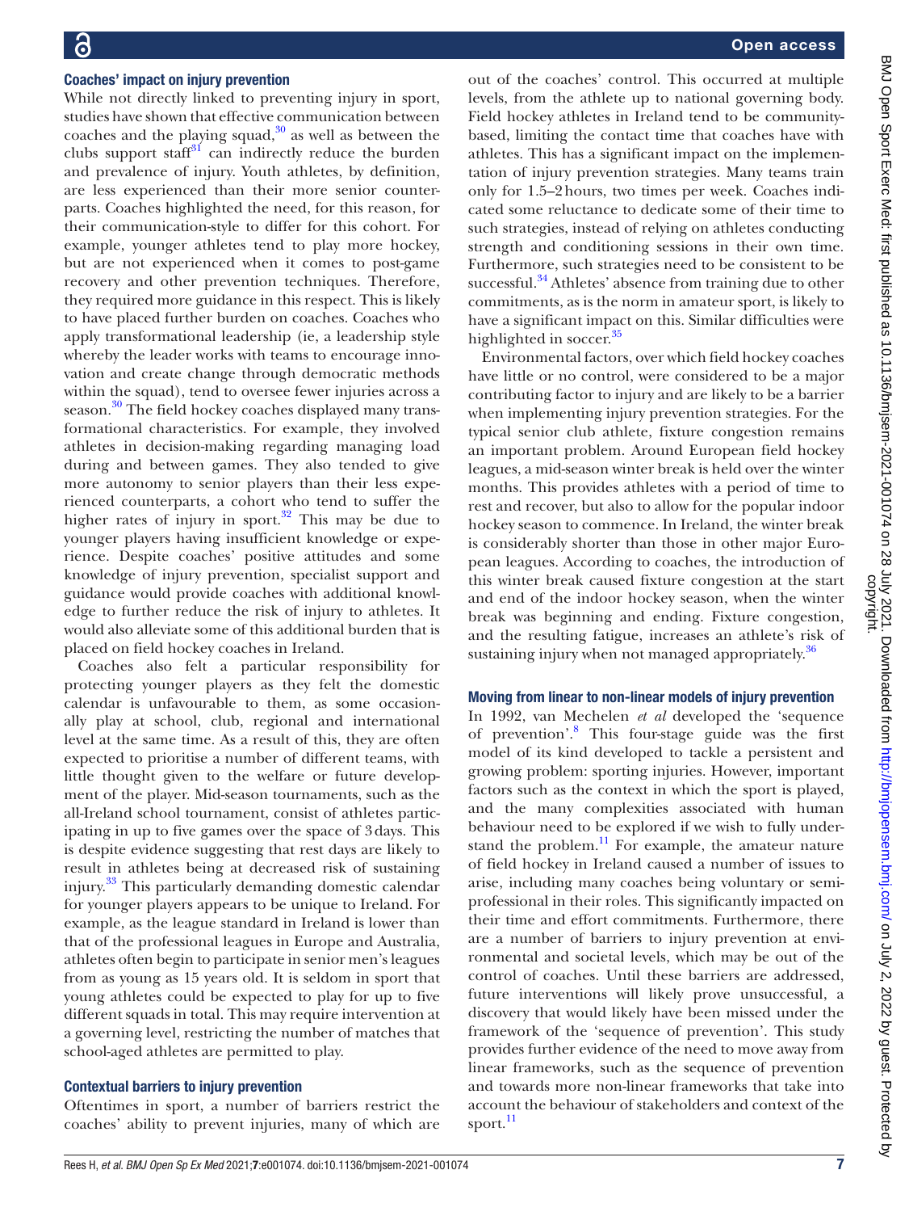### Coaches' impact on injury prevention

While not directly linked to preventing injury in sport, studies have shown that effective communication between coaches and the playing squad,[30] as well as between the clubs support staff[31] can indirectly reduce the burden and prevalence of injury. Youth athletes, by definition, are less experienced than their more senior counterparts. Coaches highlighted the need, for this reason, for their communication-style to differ for this cohort. For example, younger athletes tend to play more hockey, but are not experienced when it comes to post-game recovery and other prevention techniques. Therefore, they required more guidance in this respect. This is likely to have placed further burden on coaches. Coaches who apply transformational leadership (ie, a leadership style whereby the leader works with teams to encourage innovation and create change through democratic methods within the squad), tend to oversee fewer injuries across a season.[30] The field hockey coaches displayed many transformational characteristics. For example, they involved athletes in decision-making regarding managing load during and between games. They also tended to give more autonomy to senior players than their less experienced counterparts, a cohort who tend to suffer the higher rates of injury in sport.[32] This may be due to younger players having insufficient knowledge or experience. Despite coaches' positive attitudes and some knowledge of injury prevention, specialist support and guidance would provide coaches with additional knowledge to further reduce the risk of injury to athletes. It would also alleviate some of this additional burden that is placed on field hockey coaches in Ireland.

Coaches also felt a particular responsibility for protecting younger players as they felt the domestic calendar is unfavourable to them, as some occasionally play at school, club, regional and international level at the same time. As a result of this, they are often expected to prioritise a number of different teams, with little thought given to the welfare or future development of the player. Mid-season tournaments, such as the all-Ireland school tournament, consist of athletes participating in up to five games over the space of 3 days. This is despite evidence suggesting that rest days are likely to result in athletes being at decreased risk of sustaining injury.[33] This particularly demanding domestic calendar for younger players appears to be unique to Ireland. For example, as the league standard in Ireland is lower than that of the professional leagues in Europe and Australia, athletes often begin to participate in senior men's leagues from as young as 15 years old. It is seldom in sport that young athletes could be expected to play for up to five different squads in total. This may require intervention at a governing level, restricting the number of matches that school-aged athletes are permitted to play.

### Contextual barriers to injury prevention

Oftentimes in sport, a number of barriers restrict the coaches' ability to prevent injuries, many of which are out of the coaches' control. This occurred at multiple levels, from the athlete up to national governing body. Field hockey athletes in Ireland tend to be community-based, limiting the contact time that coaches have with athletes. This has a significant impact on the implementation of injury prevention strategies. Many teams train only for 1.5–2 hours, two times per week. Coaches indicated some reluctance to dedicate some of their time to such strategies, instead of relying on athletes conducting strength and conditioning sessions in their own time. Furthermore, such strategies need to be consistent to be successful.[34] Athletes' absence from training due to other commitments, as is the norm in amateur sport, is likely to have a significant impact on this. Similar difficulties were highlighted in soccer.[35]

Environmental factors, over which field hockey coaches have little or no control, were considered to be a major contributing factor to injury and are likely to be a barrier when implementing injury prevention strategies. For the typical senior club athlete, fixture congestion remains an important problem. Around European field hockey leagues, a mid-season winter break is held over the winter months. This provides athletes with a period of time to rest and recover, but also to allow for the popular indoor hockey season to commence. In Ireland, the winter break is considerably shorter than those in other major European leagues. According to coaches, the introduction of this winter break caused fixture congestion at the start and end of the indoor hockey season, when the winter break was beginning and ending. Fixture congestion, and the resulting fatigue, increases an athlete's risk of sustaining injury when not managed appropriately.[36]

### Moving from linear to non-linear models of injury prevention

In 1992, van Mechelen *et al* developed the 'sequence of prevention'.[8] This four-stage guide was the first model of its kind developed to tackle a persistent and growing problem: sporting injuries. However, important factors such as the context in which the sport is played, and the many complexities associated with human behaviour need to be explored if we wish to fully understand the problem.[11] For example, the amateur nature of field hockey in Ireland caused a number of issues to arise, including many coaches being voluntary or semi-professional in their roles. This significantly impacted on their time and effort commitments. Furthermore, there are a number of barriers to injury prevention at environmental and societal levels, which may be out of the control of coaches. Until these barriers are addressed, future interventions will likely prove unsuccessful, a discovery that would likely have been missed under the framework of the 'sequence of prevention'. This study provides further evidence of the need to move away from linear frameworks, such as the sequence of prevention and towards more non-linear frameworks that take into account the behaviour of stakeholders and context of the sport.[11]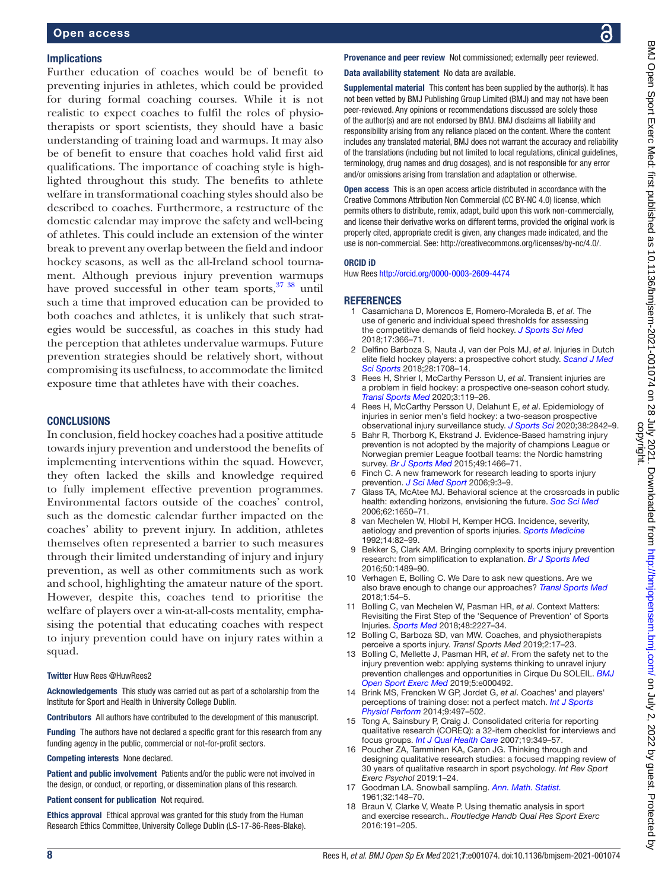### Implications

Further education of coaches would be of benefit to preventing injuries in athletes, which could be provided for during formal coaching courses. While it is not realistic to expect coaches to fulfil the roles of physiotherapists or sport scientists, they should have a basic understanding of training load and warmups. It may also be of benefit to ensure that coaches hold valid first aid qualifications. The importance of coaching style is highlighted throughout this study. The benefits to athlete welfare in transformational coaching styles should also be described to coaches. Furthermore, a restructure of the domestic calendar may improve the safety and well-being of athletes. This could include an extension of the winter break to prevent any overlap between the field and indoor hockey seasons, as well as the all-Ireland school tournament. Although previous injury prevention warmups have proved successful in other team sports,[37 38] until such a time that improved education can be provided to both coaches and athletes, it is unlikely that such strategies would be successful, as coaches in this study had the perception that athletes undervalue warmups. Future prevention strategies should be relatively short, without compromising its usefulness, to accommodate the limited exposure time that athletes have with their coaches.

## CONCLUSIONS

In conclusion, field hockey coaches had a positive attitude towards injury prevention and understood the benefits of implementing interventions within the squad. However, they often lacked the skills and knowledge required to fully implement effective prevention programmes. Environmental factors outside of the coaches' control, such as the domestic calendar further impacted on the coaches' ability to prevent injury. In addition, athletes themselves often represented a barrier to such measures through their limited understanding of injury and injury prevention, as well as other commitments such as work and school, highlighting the amateur nature of the sport. However, despite this, coaches tend to prioritise the welfare of players over a win-at-all-costs mentality, emphasising the potential that educating coaches with respect to injury prevention could have on injury rates within a squad.

**Twitter** Huw Rees @HuwRees2

**Acknowledgements** This study was carried out as part of a scholarship from the Institute for Sport and Health in University College Dublin.

**Contributors** All authors have contributed to the development of this manuscript.

**Funding** The authors have not declared a specific grant for this research from any funding agency in the public, commercial or not-for-profit sectors.

**Competing interests** None declared.

**Patient and public involvement** Patients and/or the public were not involved in the design, or conduct, or reporting, or dissemination plans of this research.

**Patient consent for publication** Not required.

**Ethics approval** Ethical approval was granted for this study from the Human Research Ethics Committee, University College Dublin (LS-17-86-Rees-Blake).

**Provenance and peer review** Not commissioned; externally peer reviewed.

**Data availability statement** No data are available.

**Supplemental material** This content has been supplied by the author(s). It has not been vetted by BMJ Publishing Group Limited (BMJ) and may not have been peer-reviewed. Any opinions or recommendations discussed are solely those of the author(s) and are not endorsed by BMJ. BMJ disclaims all liability and responsibility arising from any reliance placed on the content. Where the content includes any translated material, BMJ does not warrant the accuracy and reliability of the translations (including but not limited to local regulations, clinical guidelines, terminology, drug names and drug dosages), and is not responsible for any error and/or omissions arising from translation and adaptation or otherwise.

**Open access** This is an open access article distributed in accordance with the Creative Commons Attribution Non Commercial (CC BY-NC 4.0) license, which permits others to distribute, remix, adapt, build upon this work non-commercially, and license their derivative works on different terms, provided the original work is properly cited, appropriate credit is given, any changes made indicated, and the use is non-commercial. See: http://creativecommons.org/licenses/by-nc/4.0/.

#### ORCID iD

Huw Rees http://orcid.org/0000-0003-2609-4474

## REFERENCES

1. Casamichana D, Morencos E, Romero-Moraleda B, *et al*. The use of generic and individual speed thresholds for assessing the competitive demands of field hockey. *J Sports Sci Med* 2018;17:366–71.
2. Delfino Barboza S, Nauta J, van der Pols MJ, *et al*. Injuries in Dutch elite field hockey players: a prospective cohort study. *Scand J Med Sci Sports* 2018;28:1708–14.
3. Rees H, Shrier I, McCarthy Persson U, *et al*. Transient injuries are a problem in field hockey: a prospective one-season cohort study. *Transl Sports Med* 2020;3:119–26.
4. Rees H, McCarthy Persson U, Delahunt E, *et al*. Epidemiology of injuries in senior men's field hockey: a two-season prospective observational injury surveillance study. *J Sports Sci* 2020;38:2842–9.
5. Bahr R, Thorborg K, Ekstrand J. Evidence-Based hamstring injury prevention is not adopted by the majority of champions League or Norwegian premier League football teams: the Nordic hamstring survey. *Br J Sports Med* 2015;49:1466–71.
6. Finch C. A new framework for research leading to sports injury prevention. *J Sci Med Sport* 2006;9:3–9.
7. Glass TA, McAtee MJ. Behavioral science at the crossroads in public health: extending horizons, envisioning the future. *Soc Sci Med* 2006;62:1650–71.
8. van Mechelen W, Hlobil H, Kemper HCG. Incidence, severity, aetiology and prevention of sports injuries. *Sports Medicine* 1992;14:82–99.
9. Bekker S, Clark AM. Bringing complexity to sports injury prevention research: from simplification to explanation. *Br J Sports Med* 2016;50:1489–90.
10. Verhagen E, Bolling C. We Dare to ask new questions. Are we also brave enough to change our approaches? *Transl Sports Med* 2018;1:54–5.
11. Bolling C, van Mechelen W, Pasman HR, *et al*. Context Matters: Revisiting the First Step of the 'Sequence of Prevention' of Sports Injuries. *Sports Med* 2018;48:2227–34.
12. Bolling C, Barboza SD, van Mechelen W. Coaches, and physiotherapists perceive a sports injury. *Transl Sports Med* 2019;2:17–23.
13. Bolling C, Mellette J, Pasman HR, *et al*. From the safety net to the injury prevention web: applying systems thinking to unravel injury prevention challenges and opportunities in Cirque Du SOLEIL. *BMJ Open Sport Exerc Med* 2019;5:e000492.
14. Brink MS, Frencken W GP, Jordet G, *et al*. Coaches' and players' perceptions of training dose: not a perfect match. *Int J Sports Physiol Perform* 2014;9:497–502.
15. Tong A, Sainsbury P, Craig J. Consolidated criteria for reporting qualitative research (COREQ): a 32-item checklist for interviews and focus groups. *Int J Qual Health Care* 2007;19:349–57.
16. Poucher ZA, Tamminen KA, Caron JG. Thinking through and designing qualitative research studies: a focused mapping review of 30 years of qualitative research in sport psychology. *Int Rev Sport Exerc Psychol* 2019:1–24.
17. Goodman LA. Snowball sampling. *Ann. Math. Statist.* 1961;32:148–70.
18. Braun V, Clarke V, Weate P. Using thematic analysis in sport and exercise research.. *Routledge Handb Qual Res Sport Exerc* 2016:191–205.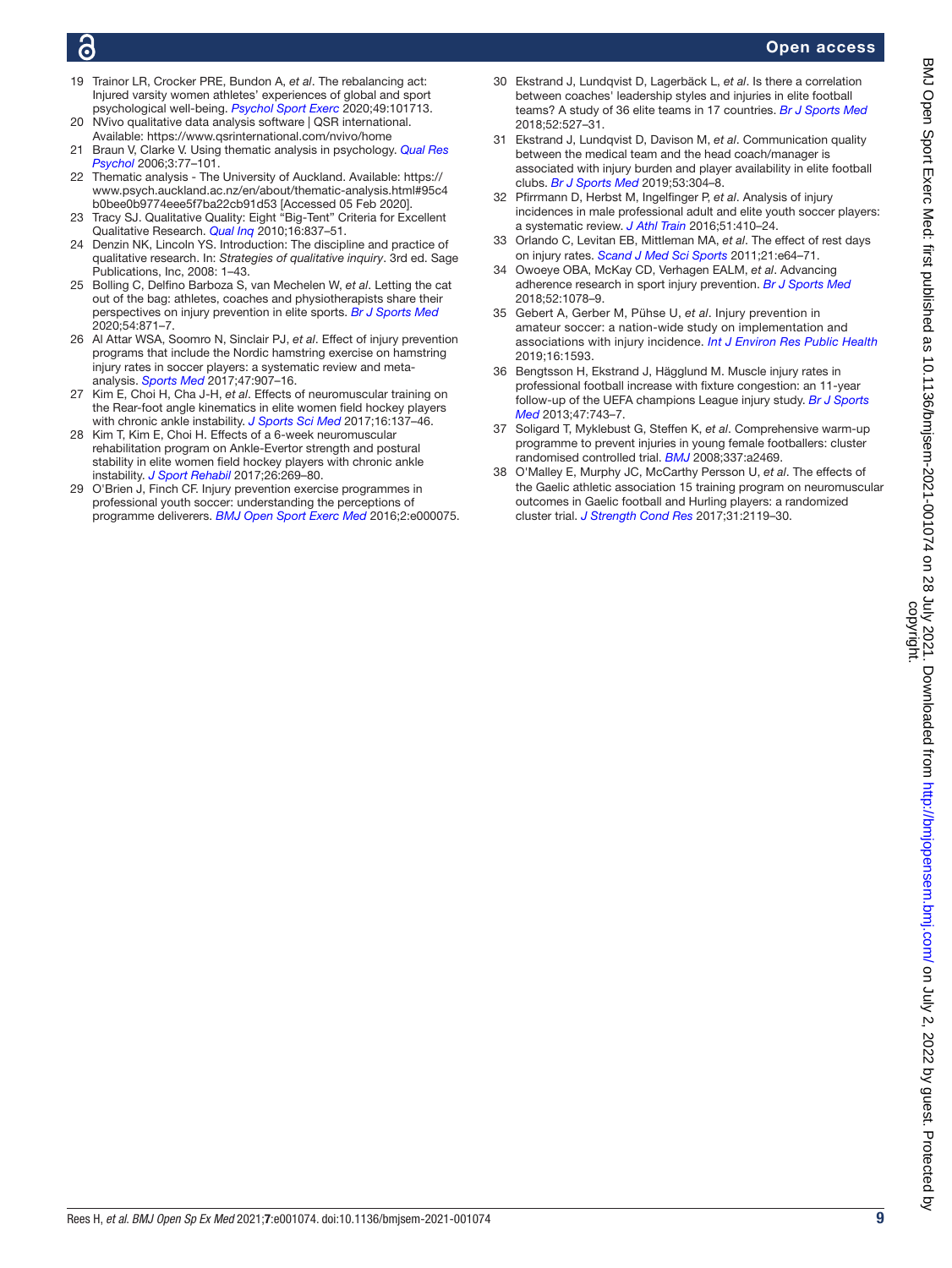19 Trainor LR, Crocker PRE, Bundon A, *et al*. The rebalancing act: Injured varsity women athletes' experiences of global and sport psychological well-being. *Psychol Sport Exerc* 2020;49:101713.
20 NVivo qualitative data analysis software | QSR international. Available: https://www.qsrinternational.com/nvivo/home
21 Braun V, Clarke V. Using thematic analysis in psychology. *Qual Res Psychol* 2006;3:77–101.
22 Thematic analysis - The University of Auckland. Available: https://www.psych.auckland.ac.nz/en/about/thematic-analysis.html#95c4b0bee0b9774eee5f7ba22cb91d53 [Accessed 05 Feb 2020].
23 Tracy SJ. Qualitative Quality: Eight "Big-Tent" Criteria for Excellent Qualitative Research. *Qual Inq* 2010;16:837–51.
24 Denzin NK, Lincoln YS. Introduction: The discipline and practice of qualitative research. In: *Strategies of qualitative inquiry*. 3rd ed. Sage Publications, Inc, 2008: 1–43.
25 Bolling C, Delfino Barboza S, van Mechelen W, *et al*. Letting the cat out of the bag: athletes, coaches and physiotherapists share their perspectives on injury prevention in elite sports. *Br J Sports Med* 2020;54:871–7.
26 Al Attar WSA, Soomro N, Sinclair PJ, *et al*. Effect of injury prevention programs that include the Nordic hamstring exercise on hamstring injury rates in soccer players: a systematic review and meta-analysis. *Sports Med* 2017;47:907–16.
27 Kim E, Choi H, Cha J-H, *et al*. Effects of neuromuscular training on the Rear-foot angle kinematics in elite women field hockey players with chronic ankle instability. *J Sports Sci Med* 2017;16:137–46.
28 Kim T, Kim E, Choi H. Effects of a 6-week neuromuscular rehabilitation program on Ankle-Evertor strength and postural stability in elite women field hockey players with chronic ankle instability. *J Sport Rehabil* 2017;26:269–80.
29 O'Brien J, Finch CF. Injury prevention exercise programmes in professional youth soccer: understanding the perceptions of programme deliverers. *BMJ Open Sport Exerc Med* 2016;2:e000075.
30 Ekstrand J, Lundqvist D, Lagerbäck L, *et al*. Is there a correlation between coaches' leadership styles and injuries in elite football teams? A study of 36 elite teams in 17 countries. *Br J Sports Med* 2018;52:527–31.
31 Ekstrand J, Lundqvist D, Davison M, *et al*. Communication quality between the medical team and the head coach/manager is associated with injury burden and player availability in elite football clubs. *Br J Sports Med* 2019;53:304–8.
32 Pfirrmann D, Herbst M, Ingelfinger P, *et al*. Analysis of injury incidences in male professional adult and elite youth soccer players: a systematic review. *J Athl Train* 2016;51:410–24.
33 Orlando C, Levitan EB, Mittleman MA, *et al*. The effect of rest days on injury rates. *Scand J Med Sci Sports* 2011;21:e64–71.
34 Owoeye OBA, McKay CD, Verhagen EALM, *et al*. Advancing adherence research in sport injury prevention. *Br J Sports Med* 2018;52:1078–9.
35 Gebert A, Gerber M, Pühse U, *et al*. Injury prevention in amateur soccer: a nation-wide study on implementation and associations with injury incidence. *Int J Environ Res Public Health* 2019;16:1593.
36 Bengtsson H, Ekstrand J, Hägglund M. Muscle injury rates in professional football increase with fixture congestion: an 11-year follow-up of the UEFA champions League injury study. *Br J Sports Med* 2013;47:743–7.
37 Soligard T, Myklebust G, Steffen K, *et al*. Comprehensive warm-up programme to prevent injuries in young female footballers: cluster randomised controlled trial. *BMJ* 2008;337:a2469.
38 O'Malley E, Murphy JC, McCarthy Persson U, *et al*. The effects of the Gaelic athletic association 15 training program on neuromuscular outcomes in Gaelic football and Hurling players: a randomized cluster trial. *J Strength Cond Res* 2017;31:2119–30.